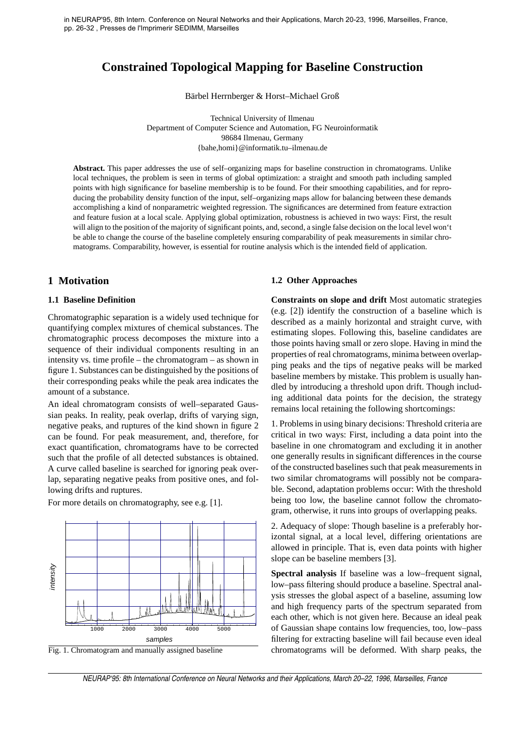in NEURAP'95, 8th Intern. Conference on Neural Networks and their Applications, March 20-23, 1996, Marseilles, France, pp. 26-32 , Presses de l'Imprimerir SEDIMM, Marseilles

# Constrained Topological Mapping for Baseline Construction

Bärbel Herrnberger & Horst–Michael Groß

Technical University of Ilmenau
Department of Computer Science and Automation, FG Neuroinformatik
98684 Ilmenau, Germany
{bahe,homi}@informatik.tu–ilmenau.de

**Abstract.** This paper addresses the use of self–organizing maps for baseline construction in chromatograms. Unlike local techniques, the problem is seen in terms of global optimization: a straight and smooth path including sampled points with high significance for baseline membership is to be found. For their smoothing capabilities, and for reproducing the probability density function of the input, self–organizing maps allow for balancing between these demands accomplishing a kind of nonparametric weighted regression. The significances are determined from feature extraction and feature fusion at a local scale. Applying global optimization, robustness is achieved in two ways: First, the result will align to the position of the majority of significant points, and, second, a single false decision on the local level won't be able to change the course of the baseline completely ensuring comparability of peak measurements in similar chromatograms. Comparability, however, is essential for routine analysis which is the intended field of application.

## 1 Motivation

### 1.1 Baseline Definition

Chromatographic separation is a widely used technique for quantifying complex mixtures of chemical substances. The chromatographic process decomposes the mixture into a sequence of their individual components resulting in an intensity vs. time profile – the chromatogram – as shown in figure 1. Substances can be distinguished by the positions of their corresponding peaks while the peak area indicates the amount of a substance.

An ideal chromatogram consists of well–separated Gaussian peaks. In reality, peak overlap, drifts of varying sign, negative peaks, and ruptures of the kind shown in figure 2 can be found. For peak measurement, and, therefore, for exact quantification, chromatograms have to be corrected such that the profile of all detected substances is obtained. A curve called baseline is searched for ignoring peak overlap, separating negative peaks from positive ones, and following drifts and ruptures.

For more details on chromatography, see e.g. [1].

Fig. 1. Chromatogram and manually assigned baseline

### 1.2 Other Approaches

**Constraints on slope and drift** Most automatic strategies (e.g. [2]) identify the construction of a baseline which is described as a mainly horizontal and straight curve, with estimating slopes. Following this, baseline candidates are those points having small or zero slope. Having in mind the properties of real chromatograms, minima between overlapping peaks and the tips of negative peaks will be marked baseline members by mistake. This problem is usually handled by introducing a threshold upon drift. Though including additional data points for the decision, the strategy remains local retaining the following shortcomings:

1. Problems in using binary decisions: Threshold criteria are critical in two ways: First, including a data point into the baseline in one chromatogram and excluding it in another one generally results in significant differences in the course of the constructed baselines such that peak measurements in two similar chromatograms will possibly not be comparable. Second, adaptation problems occur: With the threshold being too low, the baseline cannot follow the chromatogram, otherwise, it runs into groups of overlapping peaks.

2. Adequacy of slope: Though baseline is a preferably horizontal signal, at a local level, differing orientations are allowed in principle. That is, even data points with higher slope can be baseline members [3].

**Spectral analysis** If baseline was a low–frequent signal, low–pass filtering should produce a baseline. Spectral analysis stresses the global aspect of a baseline, assuming low and high frequency parts of the spectrum separated from each other, which is not given here. Because an ideal peak of Gaussian shape contains low frequencies, too, low–pass filtering for extracting baseline will fail because even ideal chromatograms will be deformed. With sharp peaks, the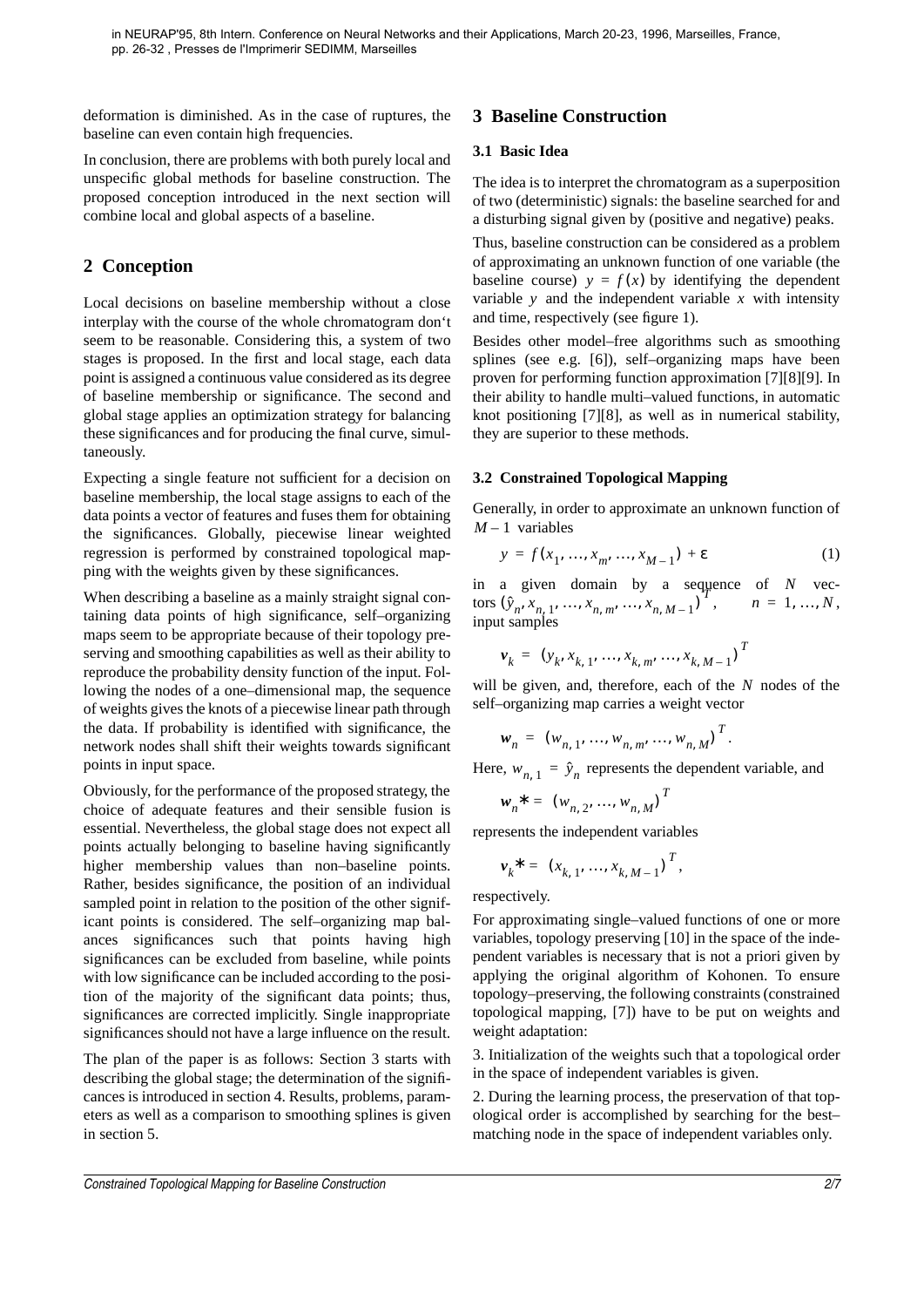deformation is diminished. As in the case of ruptures, the baseline can even contain high frequencies.

In conclusion, there are problems with both purely local and unspecific global methods for baseline construction. The proposed conception introduced in the next section will combine local and global aspects of a baseline.

## 2 Conception

Local decisions on baseline membership without a close interplay with the course of the whole chromatogram don't seem to be reasonable. Considering this, a system of two stages is proposed. In the first and local stage, each data point is assigned a continuous value considered as its degree of baseline membership or significance. The second and global stage applies an optimization strategy for balancing these significances and for producing the final curve, simultaneously.

Expecting a single feature not sufficient for a decision on baseline membership, the local stage assigns to each of the data points a vector of features and fuses them for obtaining the significances. Globally, piecewise linear weighted regression is performed by constrained topological mapping with the weights given by these significances.

When describing a baseline as a mainly straight signal containing data points of high significance, self–organizing maps seem to be appropriate because of their topology preserving and smoothing capabilities as well as their ability to reproduce the probability density function of the input. Following the nodes of a one–dimensional map, the sequence of weights gives the knots of a piecewise linear path through the data. If probability is identified with significance, the network nodes shall shift their weights towards significant points in input space.

Obviously, for the performance of the proposed strategy, the choice of adequate features and their sensible fusion is essential. Nevertheless, the global stage does not expect all points actually belonging to baseline having significantly higher membership values than non–baseline points. Rather, besides significance, the position of an individual sampled point in relation to the position of the other significant points is considered. The self–organizing map balances significances such that points having high significances can be excluded from baseline, while points with low significance can be included according to the position of the majority of the significant data points; thus, significances are corrected implicitly. Single inappropriate significances should not have a large influence on the result.

The plan of the paper is as follows: Section 3 starts with describing the global stage; the determination of the significances is introduced in section 4. Results, problems, parameters as well as a comparison to smoothing splines is given in section 5.

## 3 Baseline Construction

### 3.1 Basic Idea

The idea is to interpret the chromatogram as a superposition of two (deterministic) signals: the baseline searched for and a disturbing signal given by (positive and negative) peaks.

Thus, baseline construction can be considered as a problem of approximating an unknown function of one variable (the baseline course) $y = f(x)$ by identifying the dependent variable $y$ and the independent variable $x$ with intensity and time, respectively (see figure 1).

Besides other model–free algorithms such as smoothing splines (see e.g. [6]), self–organizing maps have been proven for performing function approximation [7][8][9]. In their ability to handle multi–valued functions, in automatic knot positioning [7][8], as well as in numerical stability, they are superior to these methods.

### 3.2 Constrained Topological Mapping

Generally, in order to approximate an unknown function of $M-1$ variables

$$y = f(x_1, \ldots, x_m, \ldots, x_{M-1}) + \varepsilon \tag{1}$$

in a given domain by a sequence of $N$ vectors $(\hat{y}_n, x_{n,1}, \ldots, x_{n,m}, \ldots, x_{n,M-1})^T$, $n = 1, \ldots, N$, input samples

$$\boldsymbol{v}_k = (y_k, x_{k,1}, \ldots, x_{k,m}, \ldots, x_{k,M-1})^T$$

will be given, and, therefore, each of the $N$ nodes of the self–organizing map carries a weight vector

$$\boldsymbol{w}_n = (w_{n,1}, \ldots, w_{n,m}, \ldots, w_{n,M})^T .$$

Here, $w_{n,1} = \hat{y}_n$ represents the dependent variable, and

$$\boldsymbol{w}_n{*} = (w_{n,2}, \ldots, w_{n,M})^T$$

represents the independent variables

$$\boldsymbol{v}_k{*} = (x_{k,1}, \ldots, x_{k,M-1})^T ,$$

respectively.

For approximating single–valued functions of one or more variables, topology preserving [10] in the space of the independent variables is necessary that is not a priori given by applying the original algorithm of Kohonen. To ensure topology–preserving, the following constraints (constrained topological mapping, [7]) have to be put on weights and weight adaptation:

3. Initialization of the weights such that a topological order in the space of independent variables is given.

2. During the learning process, the preservation of that topological order is accomplished by searching for the best–matching node in the space of independent variables only.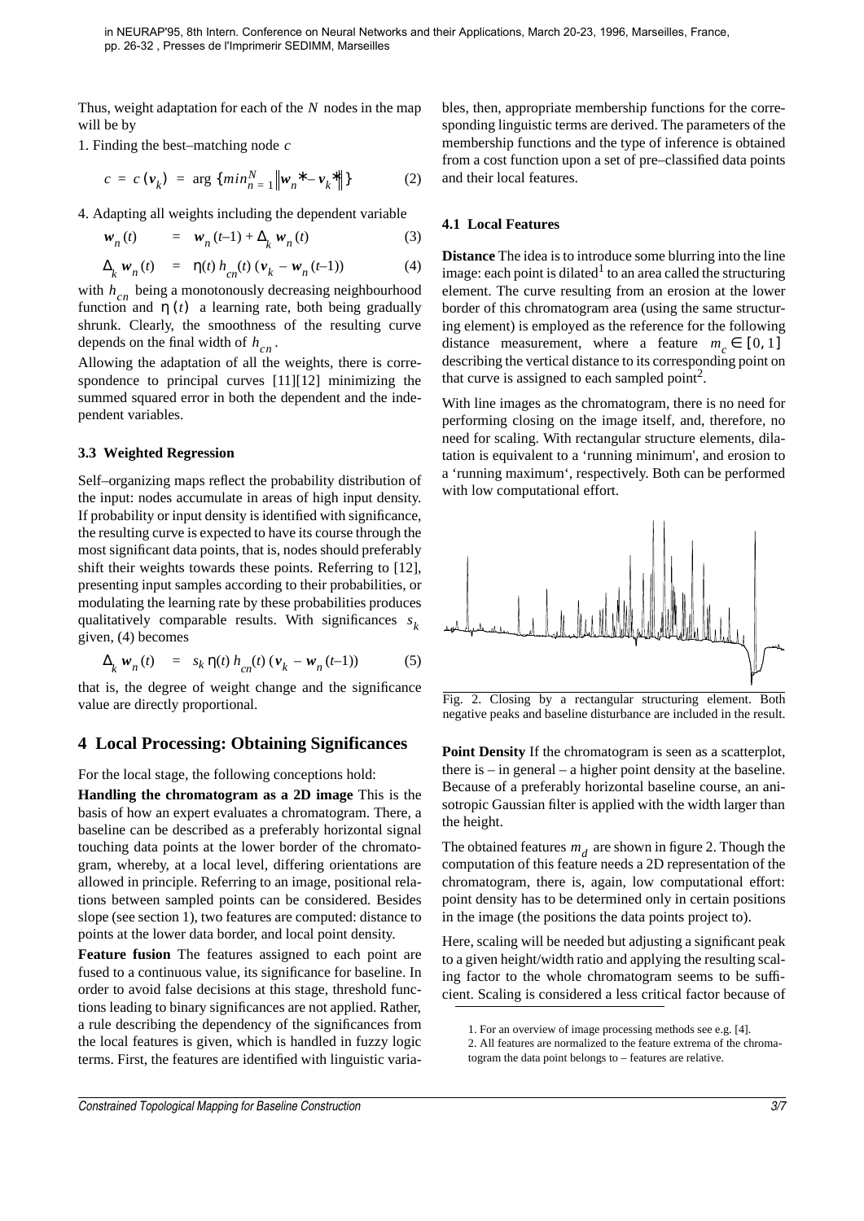Thus, weight adaptation for each of the $N$ nodes in the map will be by

1. Finding the best–matching node $c$

$$c = c(\boldsymbol{v}_k) = \arg \{min_{n=1}^{N} \|\boldsymbol{w}_n^* - \boldsymbol{v}_k^*\|\} \tag{2}$$

4. Adapting all weights including the dependent variable

$$\boldsymbol{w}_n(t) = \boldsymbol{w}_n(t-1) + \Delta_k \boldsymbol{w}_n(t) \tag{3}$$

$$\Delta_k \boldsymbol{w}_n(t) = \eta(t)\, h_{cn}(t)\, (\boldsymbol{v}_k - \boldsymbol{w}_n(t-1)) \tag{4}$$

with $h_{cn}$ being a monotonously decreasing neighbourhood function and $\eta(t)$ a learning rate, both being gradually shrunk. Clearly, the smoothness of the resulting curve depends on the final width of $h_{cn}$.

Allowing the adaptation of all the weights, there is correspondence to principal curves [11][12] minimizing the summed squared error in both the dependent and the independent variables.

### 3.3 Weighted Regression

Self–organizing maps reflect the probability distribution of the input: nodes accumulate in areas of high input density. If probability or input density is identified with significance, the resulting curve is expected to have its course through the most significant data points, that is, nodes should preferably shift their weights towards these points. Referring to [12], presenting input samples according to their probabilities, or modulating the learning rate by these probabilities produces qualitatively comparable results. With significances $s_k$ given, (4) becomes

$$\Delta_k \boldsymbol{w}_n(t) = s_k\, \eta(t)\, h_{cn}(t)\, (\boldsymbol{v}_k - \boldsymbol{w}_n(t-1)) \tag{5}$$

that is, the degree of weight change and the significance value are directly proportional.

## 4 Local Processing: Obtaining Significances

For the local stage, the following conceptions hold:

**Handling the chromatogram as a 2D image** This is the basis of how an expert evaluates a chromatogram. There, a baseline can be described as a preferably horizontal signal touching data points at the lower border of the chromatogram, whereby, at a local level, differing orientations are allowed in principle. Referring to an image, positional relations between sampled points can be considered. Besides slope (see section 1), two features are computed: distance to points at the lower data border, and local point density.

**Feature fusion** The features assigned to each point are fused to a continuous value, its significance for baseline. In order to avoid false decisions at this stage, threshold functions leading to binary significances are not applied. Rather, a rule describing the dependency of the significances from the local features is given, which is handled in fuzzy logic terms. First, the features are identified with linguistic variables, then, appropriate membership functions for the corresponding linguistic terms are derived. The parameters of the membership functions and the type of inference is obtained from a cost function upon a set of pre–classified data points and their local features.

### 4.1 Local Features

**Distance** The idea is to introduce some blurring into the line image: each point is dilated[1] to an area called the structuring element. The curve resulting from an erosion at the lower border of this chromatogram area (using the same structuring element) is employed as the reference for the following distance measurement, where a feature $m_c \in [0, 1]$ describing the vertical distance to its corresponding point on that curve is assigned to each sampled point[2].

With line images as the chromatogram, there is no need for performing closing on the image itself, and, therefore, no need for scaling. With rectangular structure elements, dilatation is equivalent to a 'running minimum', and erosion to a 'running maximum', respectively. Both can be performed with low computational effort.

Fig. 2. Closing by a rectangular structuring element. Both negative peaks and baseline disturbance are included in the result.

**Point Density** If the chromatogram is seen as a scatterplot, there is – in general – a higher point density at the baseline. Because of a preferably horizontal baseline course, an anisotropic Gaussian filter is applied with the width larger than the height.

The obtained features $m_d$ are shown in figure 2. Though the computation of this feature needs a 2D representation of the chromatogram, there is, again, low computational effort: point density has to be determined only in certain positions in the image (the positions the data points project to).

Here, scaling will be needed but adjusting a significant peak to a given height/width ratio and applying the resulting scaling factor to the whole chromatogram seems to be sufficient. Scaling is considered a less critical factor because of

1. For an overview of image processing methods see e.g. [4].
2. All features are normalized to the feature extrema of the chromatogram the data point belongs to – features are relative.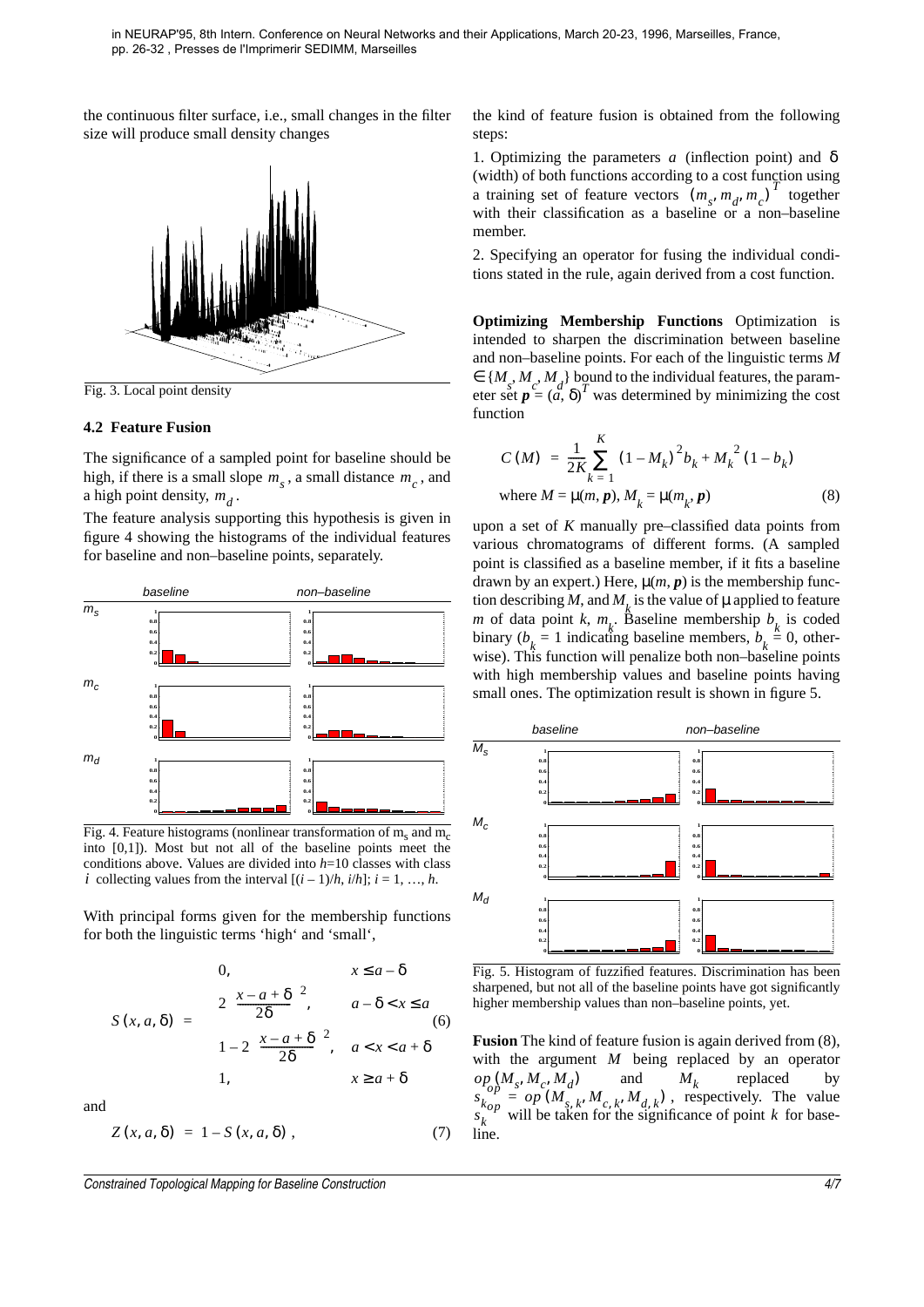the continuous filter surface, i.e., small changes in the filter size will produce small density changes

Fig. 3. Local point density

### 4.2 Feature Fusion

The significance of a sampled point for baseline should be high, if there is a small slope $m_s$, a small distance $m_c$, and a high point density, $m_d$.

The feature analysis supporting this hypothesis is given in figure 4 showing the histograms of the individual features for baseline and non–baseline points, separately.

Fig. 4. Feature histograms (nonlinear transformation of $m_s$ and $m_c$ into [0,1]). Most but not all of the baseline points meet the conditions above. Values are divided into $h$=10 classes with class $i$ collecting values from the interval $[(i-1)/h, i/h]$; $i = 1, \ldots, h$.

With principal forms given for the membership functions for both the linguistic terms 'high' and 'small',

$$S(x, a, \delta) = \begin{cases} 0, & x \le a - \delta \\ 2\left(\dfrac{x - a + \delta}{2\delta}\right)^2, & a - \delta < x \le a \\ 1 - 2\left(\dfrac{x - a + \delta}{2\delta}\right)^2, & a < x < a + \delta \\ 1, & x \ge a + \delta \end{cases} \tag{6}$$

and

$$Z(x, a, \delta) = 1 - S(x, a, \delta), \tag{7}$$

the kind of feature fusion is obtained from the following steps:

1. Optimizing the parameters $a$ (inflection point) and $\delta$ (width) of both functions according to a cost function using a training set of feature vectors $(m_s, m_d, m_c)^T$ together with their classification as a baseline or a non–baseline member.

2. Specifying an operator for fusing the individual conditions stated in the rule, again derived from a cost function.

**Optimizing Membership Functions** Optimization is intended to sharpen the discrimination between baseline and non–baseline points. For each of the linguistic terms $M \in \{M_s, M_c, M_d\}$ bound to the individual features, the parameter set $\boldsymbol{p} = (a, \delta)^T$ was determined by minimizing the cost function

$$C(M) = \frac{1}{2K}\sum_{k=1}^{K} (1 - M_k)^2 b_k + M_k^2 (1 - b_k)$$

$$\text{where } M = \mu(m, \boldsymbol{p}),\ M_k = \mu(m_k, \boldsymbol{p}) \tag{8}$$

upon a set of $K$ manually pre–classified data points from various chromatograms of different forms. (A sampled point is classified as a baseline member, if it fits a baseline drawn by an expert.) Here, $\mu(m, \boldsymbol{p})$ is the membership function describing $M$, and $M_k$ is the value of $\mu$ applied to feature $m$ of data point $k$, $m_k$. Baseline membership $b_k$ is coded binary ($b_k = 1$ indicating baseline members, $b_k = 0$, otherwise). This function will penalize both non–baseline points with high membership values and baseline points having small ones. The optimization result is shown in figure 5.

Fig. 5. Histogram of fuzzified features. Discrimination has been sharpened, but not all of the baseline points have got significantly higher membership values than non–baseline points, yet.

**Fusion** The kind of feature fusion is again derived from (8), with the argument $M$ being replaced by an operator $op(M_s, M_c, M_d)$ and $M_k$ replaced by $s_{k_{op}} = op(M_{s,k}, M_{c,k}, M_{d,k})$, respectively. The value $s_{k_{op}}$ will be taken for the significance of point $k$ for baseline.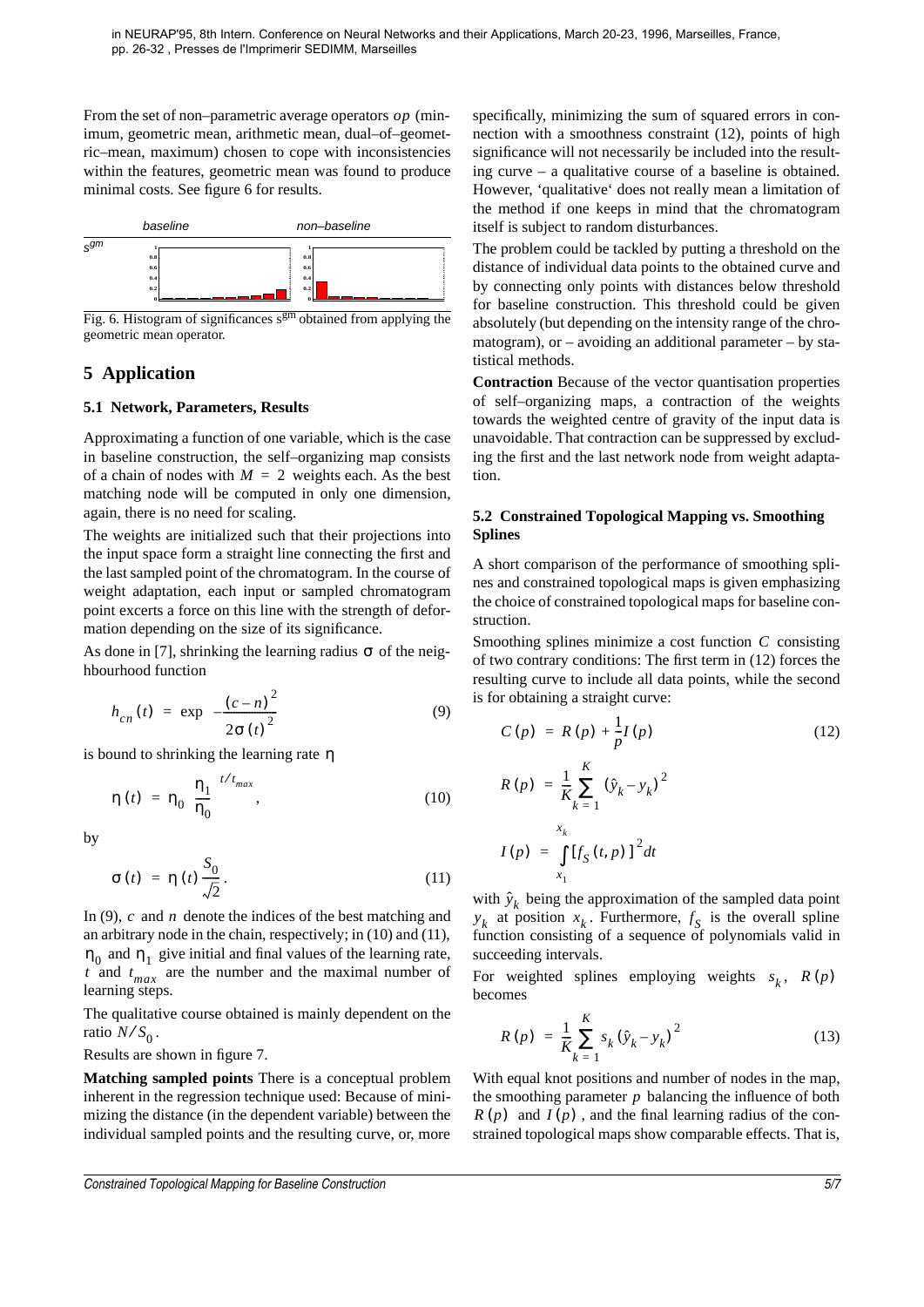From the set of non–parametric average operators $op$ (minimum, geometric mean, arithmetic mean, dual–of–geometric–mean, maximum) chosen to cope with inconsistencies within the features, geometric mean was found to produce minimal costs. See figure 6 for results.

Fig. 6. Histogram of significances $s^{gm}$ obtained from applying the geometric mean operator.

## 5 Application

### 5.1 Network, Parameters, Results

Approximating a function of one variable, which is the case in baseline construction, the self–organizing map consists of a chain of nodes with $M = 2$ weights each. As the best matching node will be computed in only one dimension, again, there is no need for scaling.

The weights are initialized such that their projections into the input space form a straight line connecting the first and the last sampled point of the chromatogram. In the course of weight adaptation, each input or sampled chromatogram point excerts a force on this line with the strength of deformation depending on the size of its significance.

As done in [7], shrinking the learning radius $\sigma$ of the neighbourhood function

$$h_{cn}(t) = \exp\left(-\frac{(c-n)^2}{2\sigma(t)^2}\right) \tag{9}$$

is bound to shrinking the learning rate $\eta$

$$\eta(t) = \eta_0 \left(\frac{\eta_1}{\eta_0}\right)^{t/t_{max}}, \tag{10}$$

by

$$\sigma(t) = \eta(t)\frac{S_0}{\sqrt{2}}. \tag{11}$$

In (9), $c$ and $n$ denote the indices of the best matching and an arbitrary node in the chain, respectively; in (10) and (11), $\eta_0$ and $\eta_1$ give initial and final values of the learning rate, $t$ and $t_{max}$ are the number and the maximal number of learning steps.

The qualitative course obtained is mainly dependent on the ratio $N/S_0$.

Results are shown in figure 7.

**Matching sampled points** There is a conceptual problem inherent in the regression technique used: Because of minimizing the distance (in the dependent variable) between the individual sampled points and the resulting curve, or, more specifically, minimizing the sum of squared errors in connection with a smoothness constraint (12), points of high significance will not necessarily be included into the resulting curve – a qualitative course of a baseline is obtained. However, 'qualitative' does not really mean a limitation of the method if one keeps in mind that the chromatogram itself is subject to random disturbances.

The problem could be tackled by putting a threshold on the distance of individual data points to the obtained curve and by connecting only points with distances below threshold for baseline construction. This threshold could be given absolutely (but depending on the intensity range of the chromatogram), or – avoiding an additional parameter – by statistical methods.

**Contraction** Because of the vector quantisation properties of self–organizing maps, a contraction of the weights towards the weighted centre of gravity of the input data is unavoidable. That contraction can be suppressed by excluding the first and the last network node from weight adaptation.

### 5.2 Constrained Topological Mapping vs. Smoothing Splines

A short comparison of the performance of smoothing splines and constrained topological maps is given emphasizing the choice of constrained topological maps for baseline construction.

Smoothing splines minimize a cost function $C$ consisting of two contrary conditions: The first term in (12) forces the resulting curve to include all data points, while the second is for obtaining a straight curve:

$$C(p) = R(p) + \frac{1}{p}I(p) \tag{12}$$

$$R(p) = \frac{1}{K}\sum_{k=1}^{K}(\hat{y}_k - y_k)^2$$

$$I(p) = \int_{x_1}^{x_k}[f_S(t,p)]^2 dt$$

with $\hat{y}_k$ being the approximation of the sampled data point $y_k$ at position $x_k$. Furthermore, $f_S$ is the overall spline function consisting of a sequence of polynomials valid in succeeding intervals.

For weighted splines employing weights $s_k$, $R(p)$ becomes

$$R(p) = \frac{1}{K}\sum_{k=1}^{K}s_k(\hat{y}_k - y_k)^2 \tag{13}$$

With equal knot positions and number of nodes in the map, the smoothing parameter $p$ balancing the influence of both $R(p)$ and $I(p)$, and the final learning radius of the constrained topological maps show comparable effects. That is,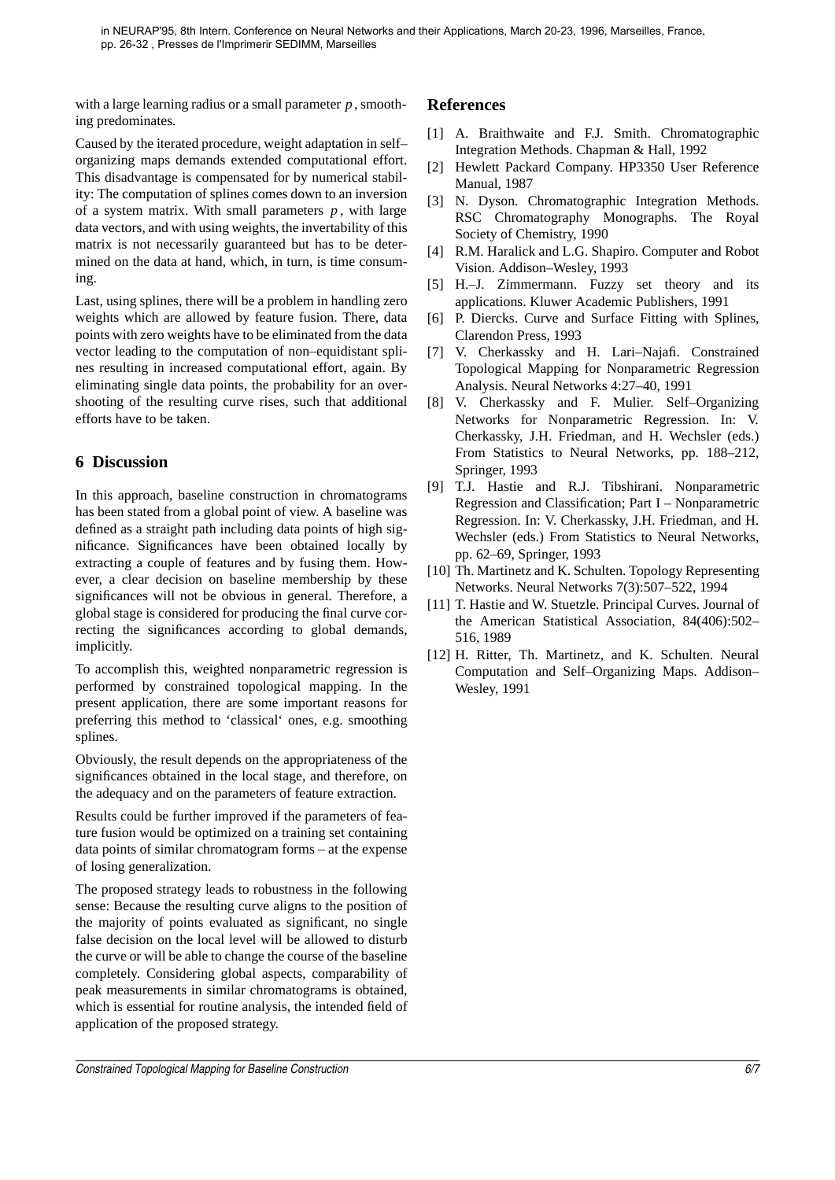with a large learning radius or a small parameter $p$, smoothing predominates.

Caused by the iterated procedure, weight adaptation in self–organizing maps demands extended computational effort. This disadvantage is compensated for by numerical stability: The computation of splines comes down to an inversion of a system matrix. With small parameters $p$, with large data vectors, and with using weights, the invertability of this matrix is not necessarily guaranteed but has to be determined on the data at hand, which, in turn, is time consuming.

Last, using splines, there will be a problem in handling zero weights which are allowed by feature fusion. There, data points with zero weights have to be eliminated from the data vector leading to the computation of non–equidistant splines resulting in increased computational effort, again. By eliminating single data points, the probability for an overshooting of the resulting curve rises, such that additional efforts have to be taken.

## 6 Discussion

In this approach, baseline construction in chromatograms has been stated from a global point of view. A baseline was defined as a straight path including data points of high significance. Significances have been obtained locally by extracting a couple of features and by fusing them. However, a clear decision on baseline membership by these significances will not be obvious in general. Therefore, a global stage is considered for producing the final curve correcting the significances according to global demands, implicitly.

To accomplish this, weighted nonparametric regression is performed by constrained topological mapping. In the present application, there are some important reasons for preferring this method to 'classical' ones, e.g. smoothing splines.

Obviously, the result depends on the appropriateness of the significances obtained in the local stage, and therefore, on the adequacy and on the parameters of feature extraction.

Results could be further improved if the parameters of feature fusion would be optimized on a training set containing data points of similar chromatogram forms – at the expense of losing generalization.

The proposed strategy leads to robustness in the following sense: Because the resulting curve aligns to the position of the majority of points evaluated as significant, no single false decision on the local level will be allowed to disturb the curve or will be able to change the course of the baseline completely. Considering global aspects, comparability of peak measurements in similar chromatograms is obtained, which is essential for routine analysis, the intended field of application of the proposed strategy.

## References

[1] A. Braithwaite and F.J. Smith. Chromatographic Integration Methods. Chapman & Hall, 1992

[2] Hewlett Packard Company. HP3350 User Reference Manual, 1987

[3] N. Dyson. Chromatographic Integration Methods. RSC Chromatography Monographs. The Royal Society of Chemistry, 1990

[4] R.M. Haralick and L.G. Shapiro. Computer and Robot Vision. Addison–Wesley, 1993

[5] H.–J. Zimmermann. Fuzzy set theory and its applications. Kluwer Academic Publishers, 1991

[6] P. Diercks. Curve and Surface Fitting with Splines, Clarendon Press, 1993

[7] V. Cherkassky and H. Lari–Najafi. Constrained Topological Mapping for Nonparametric Regression Analysis. Neural Networks 4:27–40, 1991

[8] V. Cherkassky and F. Mulier. Self–Organizing Networks for Nonparametric Regression. In: V. Cherkassky, J.H. Friedman, and H. Wechsler (eds.) From Statistics to Neural Networks, pp. 188–212, Springer, 1993

[9] T.J. Hastie and R.J. Tibshirani. Nonparametric Regression and Classification; Part I – Nonparametric Regression. In: V. Cherkassky, J.H. Friedman, and H. Wechsler (eds.) From Statistics to Neural Networks, pp. 62–69, Springer, 1993

[10] Th. Martinetz and K. Schulten. Topology Representing Networks. Neural Networks 7(3):507–522, 1994

[11] T. Hastie and W. Stuetzle. Principal Curves. Journal of the American Statistical Association, 84(406):502–516, 1989

[12] H. Ritter, Th. Martinetz, and K. Schulten. Neural Computation and Self–Organizing Maps. Addison–Wesley, 1991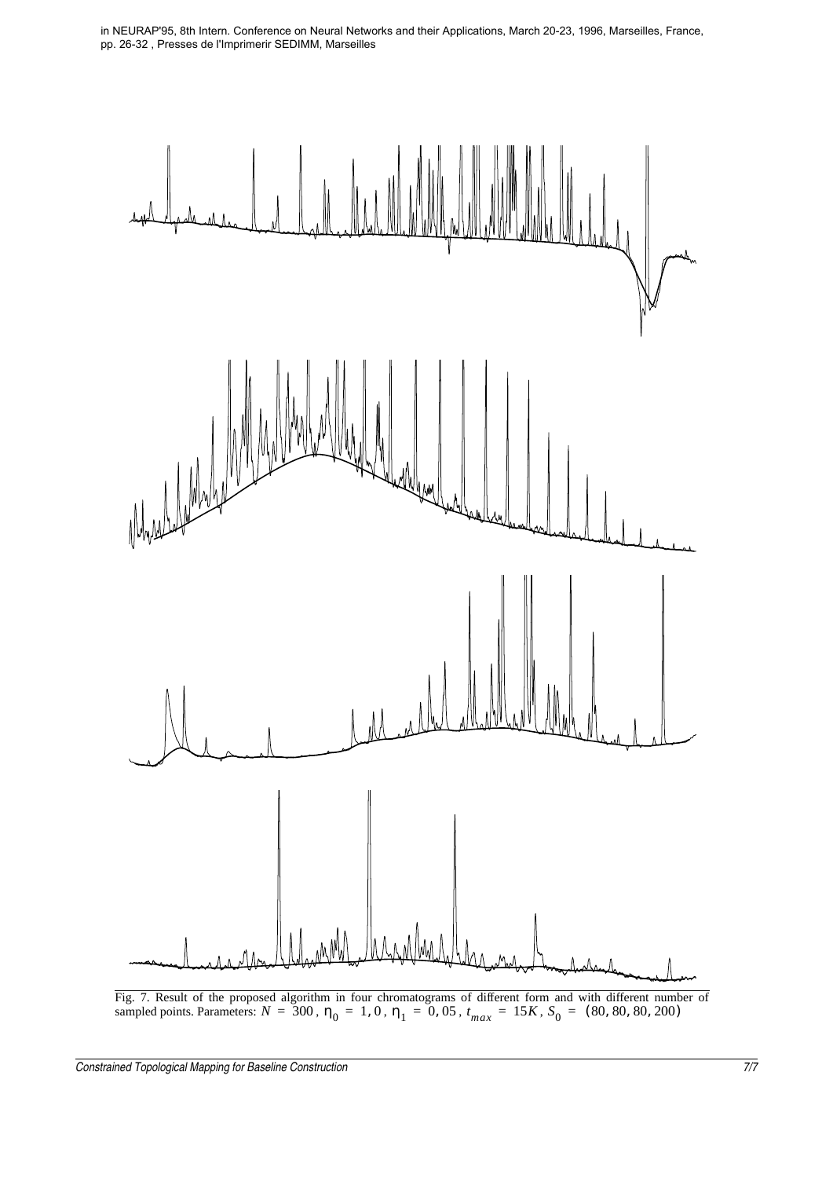Fig. 7. Result of the proposed algorithm in four chromatograms of different form and with different number of sampled points. Parameters: $N = 300$, $\eta_0 = 1,0$, $\eta_1 = 0,05$, $t_{max} = 15K$, $S_0 = (80, 80, 80, 200)$